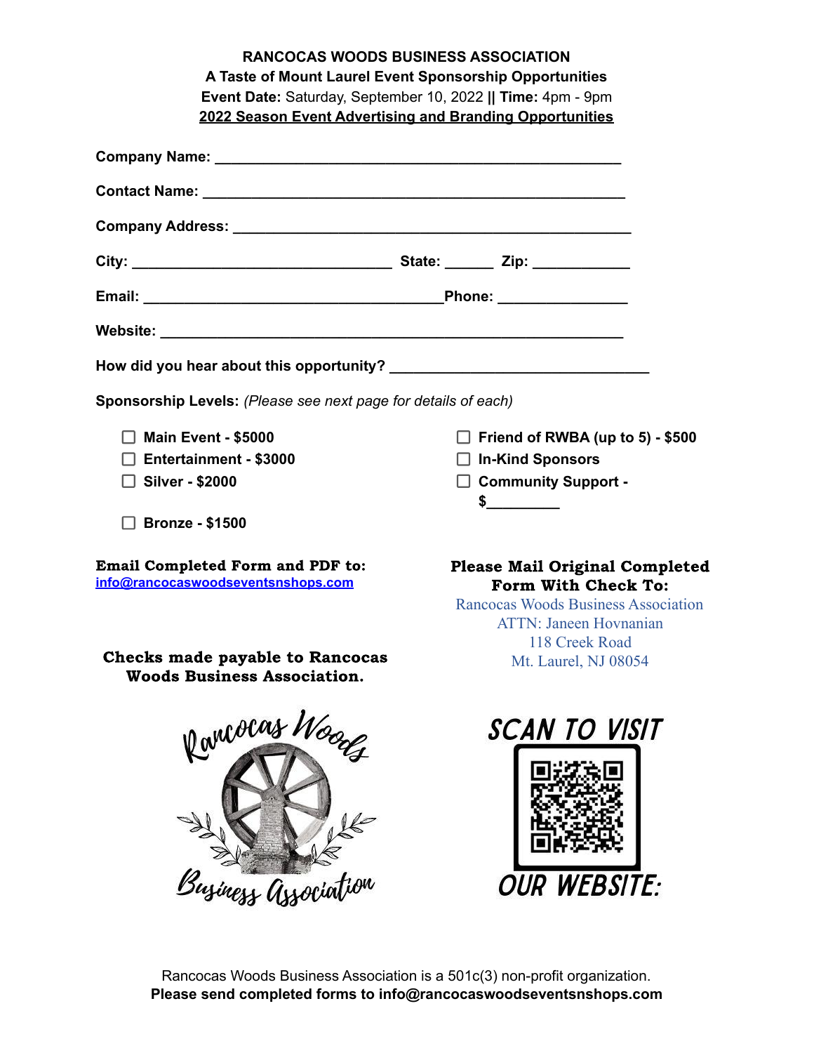**RANCOCAS WOODS BUSINESS ASSOCIATION**
**A Taste of Mount Laurel Event Sponsorship Opportunities**
**Event Date:** Saturday, September 10, 2022 **||** **Time:** 4pm - 9pm
**2022 Season Event Advertising and Branding Opportunities**

**Company Name:** ____________________________________________

**Contact Name:** ____________________________________________

**Company Address:** __________________________________________

**City:** ____________________________ **State:** ______ **Zip:** ___________

**Email:** ________________________________ **Phone:** ______________

**Website:** __________________________________________________

**How did you hear about this opportunity?** __________________________

**Sponsorship Levels:** *(Please see next page for details of each)*

- ☐ **Main Event - $5000**
- ☐ **Entertainment - $3000**
- ☐ **Silver - $2000**
- ☐ **Bronze - $1500**
- ☐ **Friend of RWBA (up to 5) - $500**
- ☐ **In-Kind Sponsors**
- ☐ **Community Support - $_________**

**Email Completed Form and PDF to:**
info@rancocaswoodseventsnshops.com

**Checks made payable to Rancocas Woods Business Association.**

**Please Mail Original Completed Form With Check To:**
Rancocas Woods Business Association
ATTN: Janeen Hovnanian
118 Creek Road
Mt. Laurel, NJ 08054

Rancocas Woods Business Association

SCAN TO VISIT OUR WEBSITE:

Rancocas Woods Business Association is a 501c(3) non-profit organization.
**Please send completed forms to info@rancocaswoodseventsnshops.com**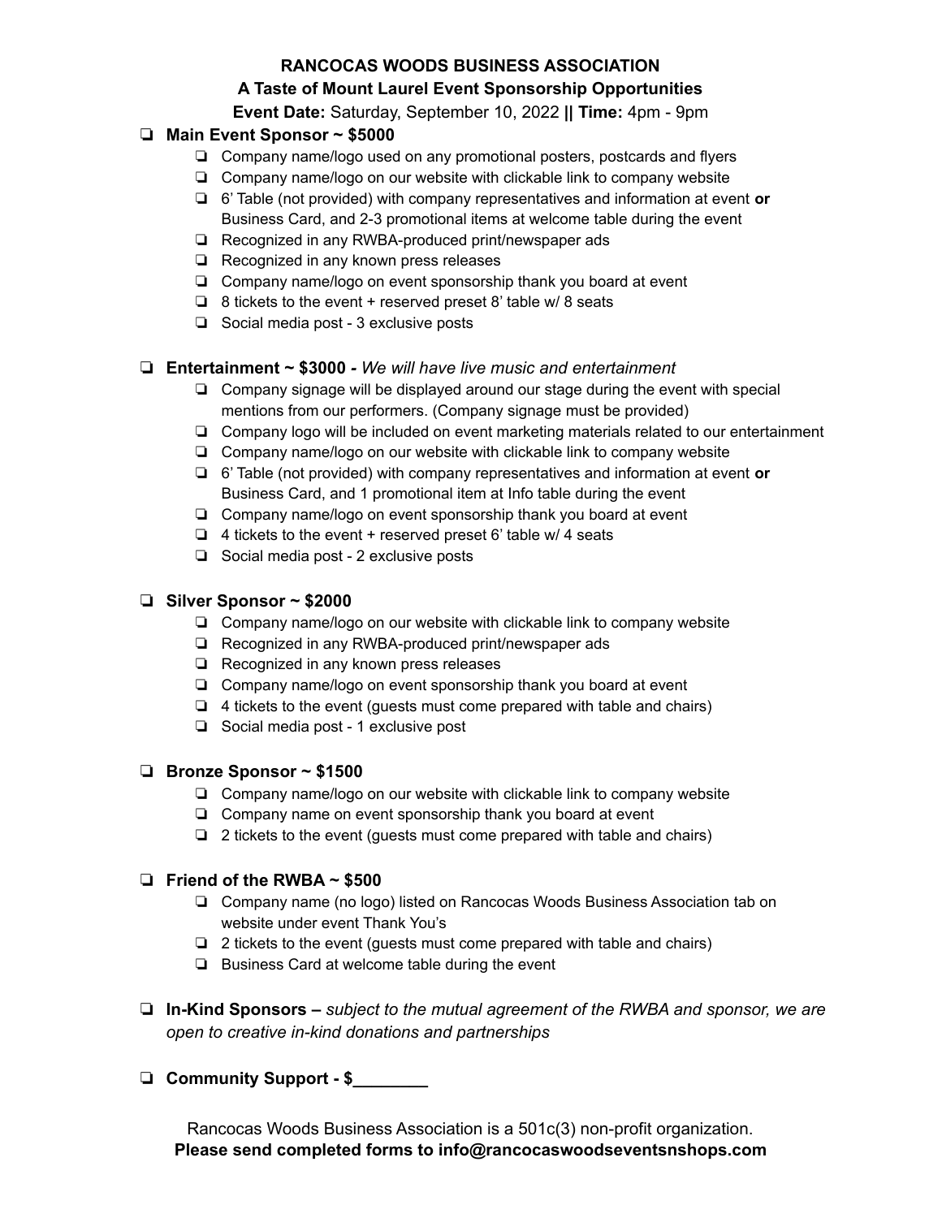**RANCOCAS WOODS BUSINESS ASSOCIATION**

**A Taste of Mount Laurel Event Sponsorship Opportunities**

**Event Date:** Saturday, September 10, 2022 **||** **Time:** 4pm - 9pm

- ❏ **Main Event Sponsor ~ $5000**
  - ❏ Company name/logo used on any promotional posters, postcards and flyers
  - ❏ Company name/logo on our website with clickable link to company website
  - ❏ 6' Table (not provided) with company representatives and information at event **or** Business Card, and 2-3 promotional items at welcome table during the event
  - ❏ Recognized in any RWBA-produced print/newspaper ads
  - ❏ Recognized in any known press releases
  - ❏ Company name/logo on event sponsorship thank you board at event
  - ❏ 8 tickets to the event + reserved preset 8' table w/ 8 seats
  - ❏ Social media post - 3 exclusive posts

- ❏ **Entertainment ~ $3000** - *We will have live music and entertainment*
  - ❏ Company signage will be displayed around our stage during the event with special mentions from our performers. (Company signage must be provided)
  - ❏ Company logo will be included on event marketing materials related to our entertainment
  - ❏ Company name/logo on our website with clickable link to company website
  - ❏ 6' Table (not provided) with company representatives and information at event **or** Business Card, and 1 promotional item at Info table during the event
  - ❏ Company name/logo on event sponsorship thank you board at event
  - ❏ 4 tickets to the event + reserved preset 6' table w/ 4 seats
  - ❏ Social media post - 2 exclusive posts

- ❏ **Silver Sponsor ~ $2000**
  - ❏ Company name/logo on our website with clickable link to company website
  - ❏ Recognized in any RWBA-produced print/newspaper ads
  - ❏ Recognized in any known press releases
  - ❏ Company name/logo on event sponsorship thank you board at event
  - ❏ 4 tickets to the event (guests must come prepared with table and chairs)
  - ❏ Social media post - 1 exclusive post

- ❏ **Bronze Sponsor ~ $1500**
  - ❏ Company name/logo on our website with clickable link to company website
  - ❏ Company name on event sponsorship thank you board at event
  - ❏ 2 tickets to the event (guests must come prepared with table and chairs)

- ❏ **Friend of the RWBA ~ $500**
  - ❏ Company name (no logo) listed on Rancocas Woods Business Association tab on website under event Thank You's
  - ❏ 2 tickets to the event (guests must come prepared with table and chairs)
  - ❏ Business Card at welcome table during the event

- ❏ **In-Kind Sponsors –** *subject to the mutual agreement of the RWBA and sponsor, we are open to creative in-kind donations and partnerships*

- ❏ **Community Support - $________**

Rancocas Woods Business Association is a 501c(3) non-profit organization.

**Please send completed forms to info@rancocaswoodseventsnshops.com**